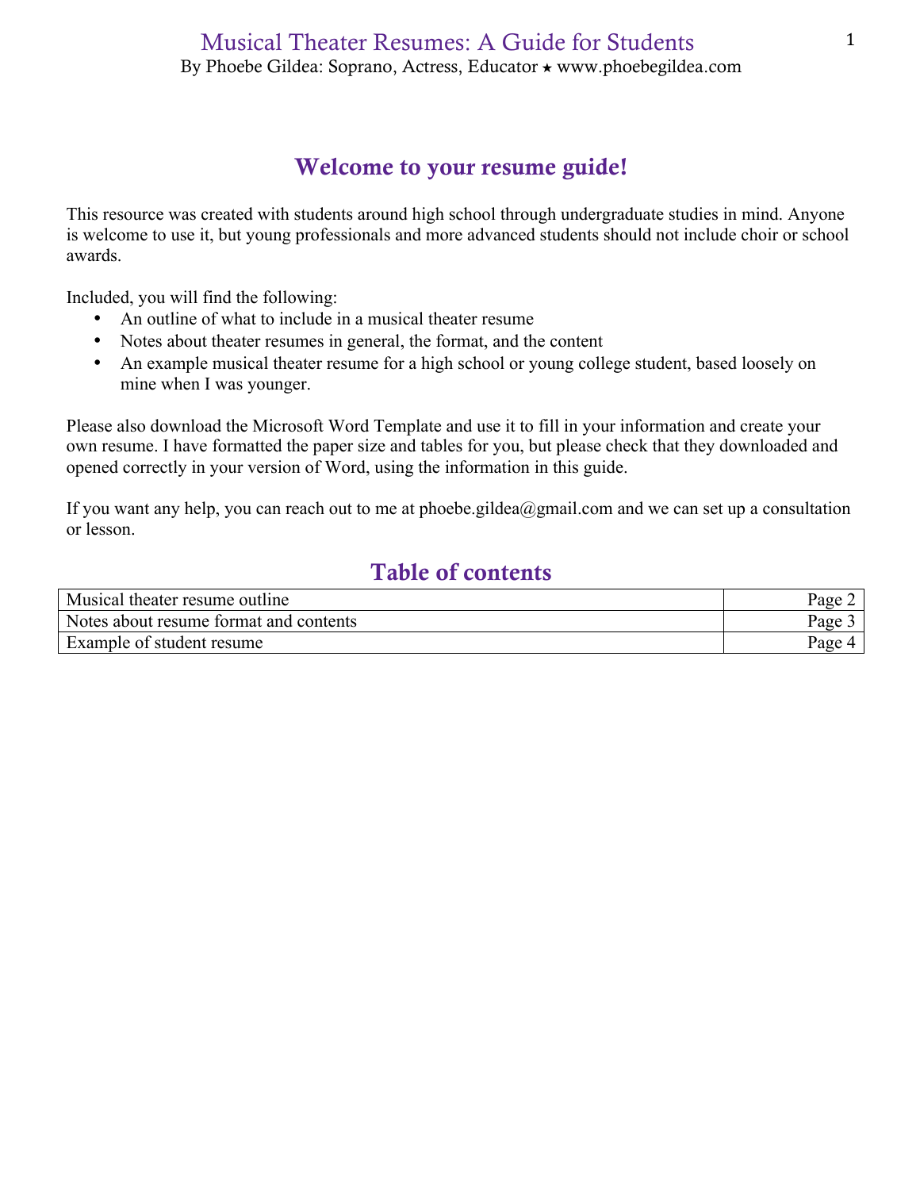# Musical Theater Resumes: A Guide for Students

By Phoebe Gildea: Soprano, Actress, Educator ⋆ www.phoebegildea.com

## Welcome to your resume guide!

This resource was created with students around high school through undergraduate studies in mind. Anyone is welcome to use it, but young professionals and more advanced students should not include choir or school awards.

Included, you will find the following:

- An outline of what to include in a musical theater resume
- Notes about theater resumes in general, the format, and the content
- An example musical theater resume for a high school or young college student, based loosely on mine when I was younger.

Please also download the Microsoft Word Template and use it to fill in your information and create your own resume. I have formatted the paper size and tables for you, but please check that they downloaded and opened correctly in your version of Word, using the information in this guide.

If you want any help, you can reach out to me at phoebe.gildea@gmail.com and we can set up a consultation or lesson.

## Table of contents

| | |
|---|---|
| Musical theater resume outline | Page 2 |
| Notes about resume format and contents | Page 3 |
| Example of student resume | Page 4 |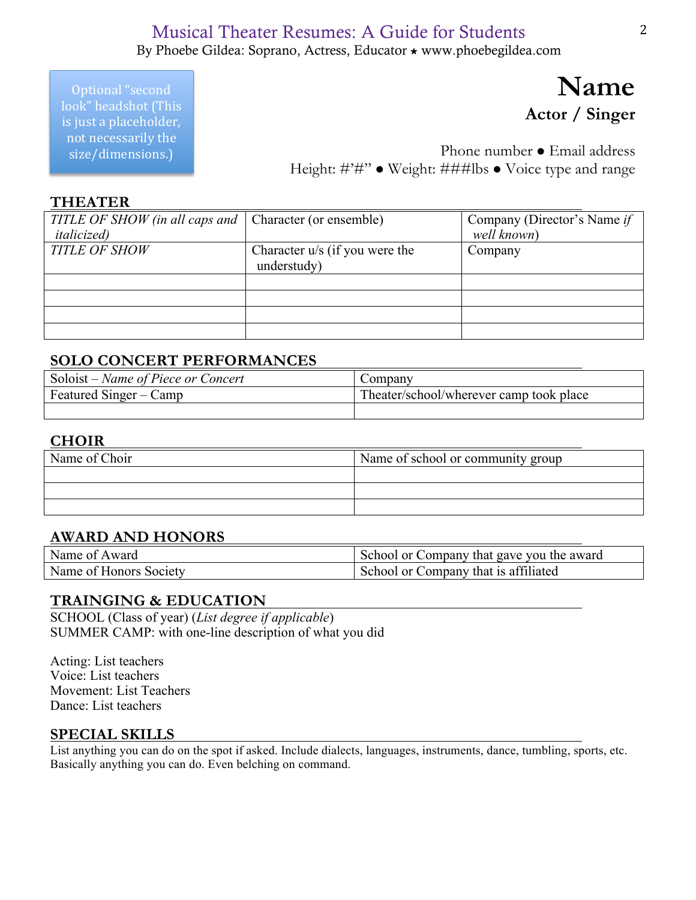Optional "second look" headshot (This is just a placeholder, not necessarily the size/dimensions.)

# Name

**Actor / Singer**

Phone number ● Email address
Height: #'#" ● Weight: ###lbs ● Voice type and range

## THEATER

| | | |
|---|---|---|
| *TITLE OF SHOW (in all caps and italicized)* | Character (or ensemble) | Company (Director's Name *if well known*) |
| *TITLE OF SHOW* | Character u/s (if you were the understudy) | Company |
| | | |
| | | |
| | | |
| | | |

## SOLO CONCERT PERFORMANCES

| | |
|---|---|
| Soloist – *Name of Piece or Concert* | Company |
| Featured Singer – Camp | Theater/school/wherever camp took place |
| | |

## CHOIR

| | |
|---|---|
| Name of Choir | Name of school or community group |
| | |
| | |
| | |

## AWARD AND HONORS

| | |
|---|---|
| Name of Award | School or Company that gave you the award |
| Name of Honors Society | School or Company that is affiliated |

## TRAINGING & EDUCATION

SCHOOL (Class of year) (*List degree if applicable*)
SUMMER CAMP: with one-line description of what you did

Acting: List teachers
Voice: List teachers
Movement: List Teachers
Dance: List teachers

## SPECIAL SKILLS

List anything you can do on the spot if asked. Include dialects, languages, instruments, dance, tumbling, sports, etc. Basically anything you can do. Even belching on command.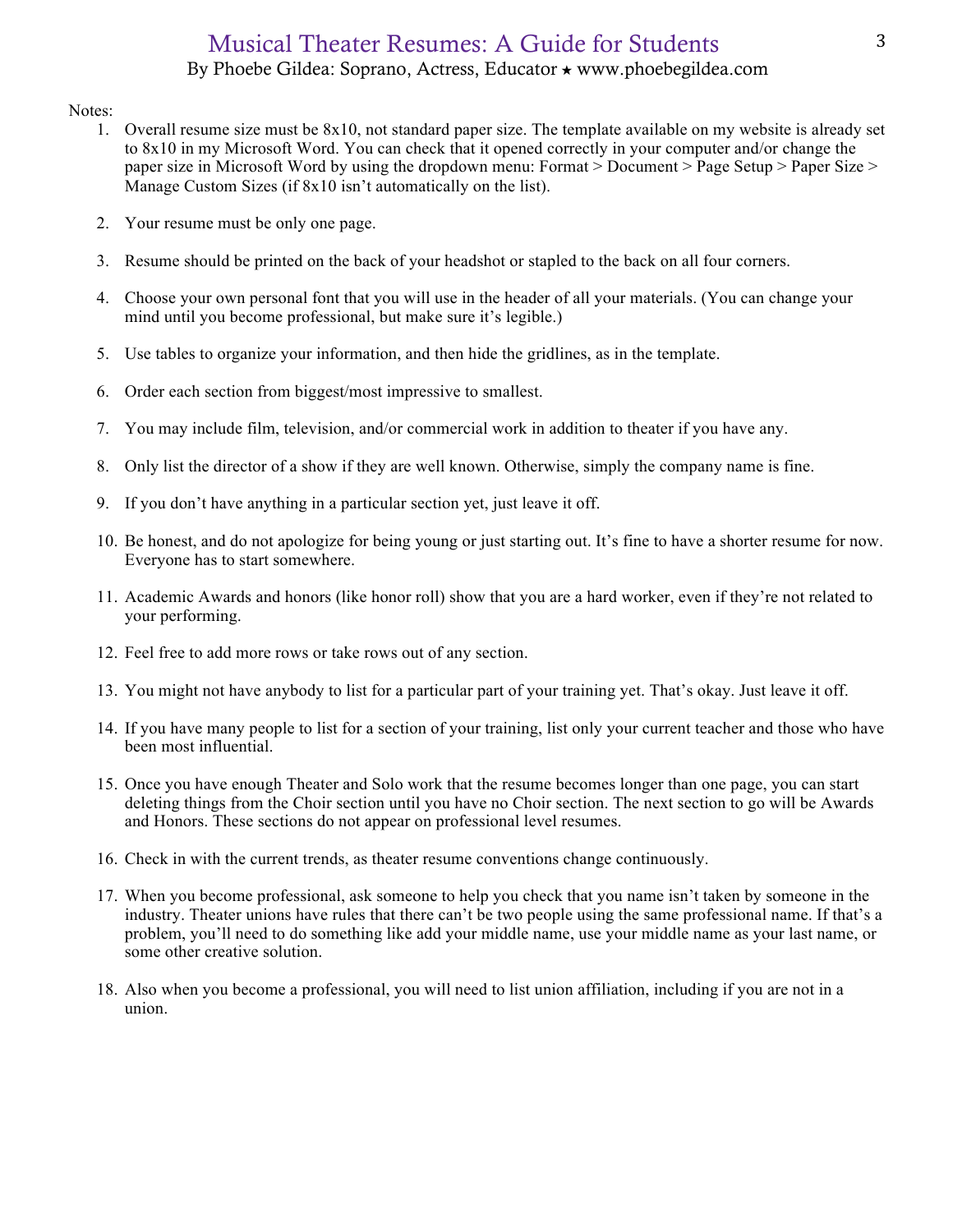Notes:

1. Overall resume size must be 8x10, not standard paper size. The template available on my website is already set to 8x10 in my Microsoft Word. You can check that it opened correctly in your computer and/or change the paper size in Microsoft Word by using the dropdown menu: Format > Document > Page Setup > Paper Size > Manage Custom Sizes (if 8x10 isn't automatically on the list).

2. Your resume must be only one page.

3. Resume should be printed on the back of your headshot or stapled to the back on all four corners.

4. Choose your own personal font that you will use in the header of all your materials. (You can change your mind until you become professional, but make sure it's legible.)

5. Use tables to organize your information, and then hide the gridlines, as in the template.

6. Order each section from biggest/most impressive to smallest.

7. You may include film, television, and/or commercial work in addition to theater if you have any.

8. Only list the director of a show if they are well known. Otherwise, simply the company name is fine.

9. If you don't have anything in a particular section yet, just leave it off.

10. Be honest, and do not apologize for being young or just starting out. It's fine to have a shorter resume for now. Everyone has to start somewhere.

11. Academic Awards and honors (like honor roll) show that you are a hard worker, even if they're not related to your performing.

12. Feel free to add more rows or take rows out of any section.

13. You might not have anybody to list for a particular part of your training yet. That's okay. Just leave it off.

14. If you have many people to list for a section of your training, list only your current teacher and those who have been most influential.

15. Once you have enough Theater and Solo work that the resume becomes longer than one page, you can start deleting things from the Choir section until you have no Choir section. The next section to go will be Awards and Honors. These sections do not appear on professional level resumes.

16. Check in with the current trends, as theater resume conventions change continuously.

17. When you become professional, ask someone to help you check that you name isn't taken by someone in the industry. Theater unions have rules that there can't be two people using the same professional name. If that's a problem, you'll need to do something like add your middle name, use your middle name as your last name, or some other creative solution.

18. Also when you become a professional, you will need to list union affiliation, including if you are not in a union.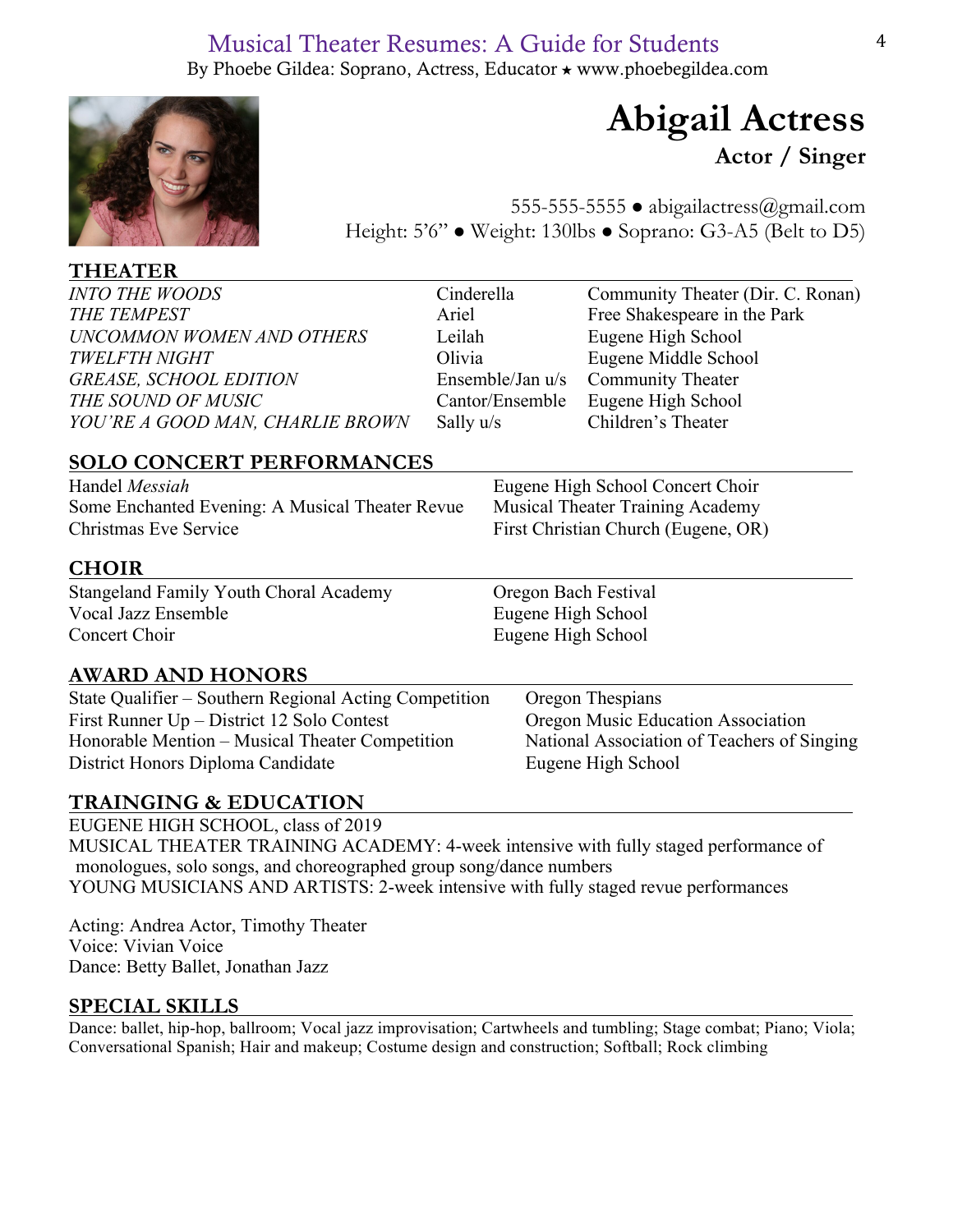# Abigail Actress

**Actor / Singer**

555-555-5555 ● abigailactress@gmail.com
Height: 5'6" ● Weight: 130lbs ● Soprano: G3-A5 (Belt to D5)

## THEATER

| | | |
|---|---|---|
| *INTO THE WOODS* | Cinderella | Community Theater (Dir. C. Ronan) |
| *THE TEMPEST* | Ariel | Free Shakespeare in the Park |
| *UNCOMMON WOMEN AND OTHERS* | Leilah | Eugene High School |
| *TWELFTH NIGHT* | Olivia | Eugene Middle School |
| *GREASE, SCHOOL EDITION* | Ensemble/Jan u/s | Community Theater |
| *THE SOUND OF MUSIC* | Cantor/Ensemble | Eugene High School |
| *YOU'RE A GOOD MAN, CHARLIE BROWN* | Sally u/s | Children's Theater |

## SOLO CONCERT PERFORMANCES

| | |
|---|---|
| Handel *Messiah* | Eugene High School Concert Choir |
| Some Enchanted Evening: A Musical Theater Revue | Musical Theater Training Academy |
| Christmas Eve Service | First Christian Church (Eugene, OR) |

## CHOIR

| | |
|---|---|
| Stangeland Family Youth Choral Academy | Oregon Bach Festival |
| Vocal Jazz Ensemble | Eugene High School |
| Concert Choir | Eugene High School |

## AWARD AND HONORS

| | |
|---|---|
| State Qualifier – Southern Regional Acting Competition | Oregon Thespians |
| First Runner Up – District 12 Solo Contest | Oregon Music Education Association |
| Honorable Mention – Musical Theater Competition | National Association of Teachers of Singing |
| District Honors Diploma Candidate | Eugene High School |

## TRAINGING & EDUCATION

EUGENE HIGH SCHOOL, class of 2019
MUSICAL THEATER TRAINING ACADEMY: 4-week intensive with fully staged performance of monologues, solo songs, and choreographed group song/dance numbers
YOUNG MUSICIANS AND ARTISTS: 2-week intensive with fully staged revue performances

Acting: Andrea Actor, Timothy Theater
Voice: Vivian Voice
Dance: Betty Ballet, Jonathan Jazz

## SPECIAL SKILLS

Dance: ballet, hip-hop, ballroom; Vocal jazz improvisation; Cartwheels and tumbling; Stage combat; Piano; Viola; Conversational Spanish; Hair and makeup; Costume design and construction; Softball; Rock climbing